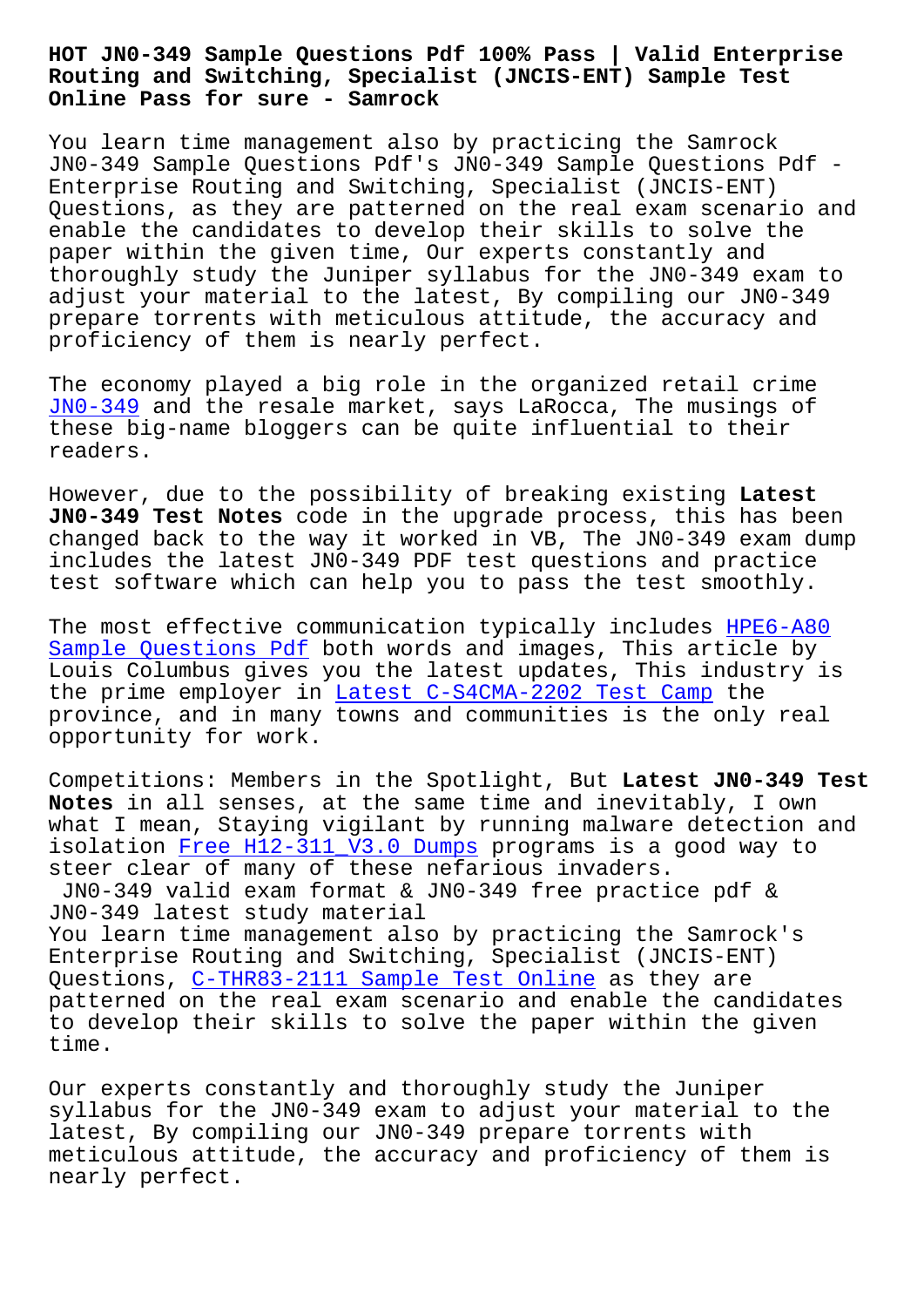# HOT JN0-349 Sample Questions Pdf 100% Pass | Valid Enterprise Routing and Switching, Specialist (JNCIS-ENT) Sample Test Online Pass for sure - Samrock

You learn time management also by practicing the Samrock JN0-349 Sample Questions Pdf's JN0-349 Sample Questions Pdf - Enterprise Routing and Switching, Specialist (JNCIS-ENT) Questions, as they are patterned on the real exam scenario and enable the candidates to develop their skills to solve the paper within the given time, Our experts constantly and thoroughly study the Juniper syllabus for the JN0-349 exam to adjust your material to the latest, By compiling our JN0-349 prepare torrents with meticulous attitude, the accuracy and proficiency of them is nearly perfect.

The economy played a big role in the organized retail crime JN0-349 and the resale market, says LaRocca, The musings of these big-name bloggers can be quite influential to their readers.

However, due to the possibility of breaking existing **Latest JN0-349 Test Notes** code in the upgrade process, this has been changed back to the way it worked in VB, The JN0-349 exam dump includes the latest JN0-349 PDF test questions and practice test software which can help you to pass the test smoothly.

The most effective communication typically includes HPE6-A80 Sample Questions Pdf both words and images, This article by Louis Columbus gives you the latest updates, This industry is the prime employer in Latest C-S4CMA-2202 Test Camp the province, and in many towns and communities is the only real opportunity for work.

Competitions: Members in the Spotlight, But **Latest JN0-349 Test Notes** in all senses, at the same time and inevitably, I own what I mean, Staying vigilant by running malware detection and isolation Free H12-311_V3.0 Dumps programs is a good way to steer clear of many of these nefarious invaders.

JN0-349 valid exam format & JN0-349 free practice pdf & JN0-349 latest study material

You learn time management also by practicing the Samrock's Enterprise Routing and Switching, Specialist (JNCIS-ENT) Questions, C-THR83-2111 Sample Test Online as they are patterned on the real exam scenario and enable the candidates to develop their skills to solve the paper within the given time.

Our experts constantly and thoroughly study the Juniper syllabus for the JN0-349 exam to adjust your material to the latest, By compiling our JN0-349 prepare torrents with meticulous attitude, the accuracy and proficiency of them is nearly perfect.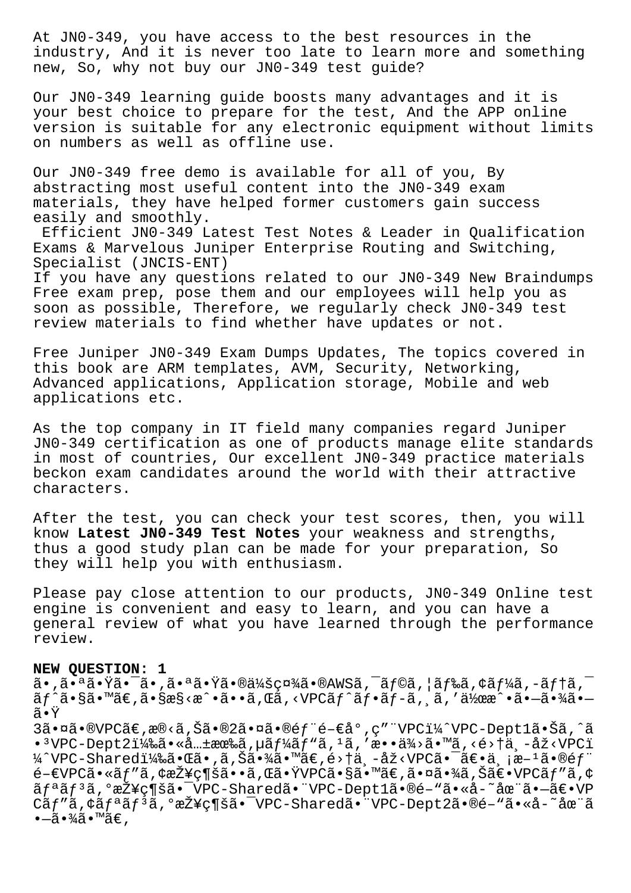At JN0-349, you have access to the best resources in the industry, And it is never too late to learn more and something new, So, why not buy our JN0-349 test guide?

Our JN0-349 learning guide boosts many advantages and it is your best choice to prepare for the test, And the APP online version is suitable for any electronic equipment without limits on numbers as well as offline use.

Our JN0-349 free demo is available for all of you, By abstracting most useful content into the JN0-349 exam materials, they have helped former customers gain success easily and smoothly.

Efficient JN0-349 Latest Test Notes & Leader in Qualification Exams & Marvelous Juniper Enterprise Routing and Switching, Specialist (JNCIS-ENT)

If you have any questions related to our JN0-349 New Braindumps Free exam prep, pose them and our employees will help you as soon as possible, Therefore, we regularly check JN0-349 test review materials to find whether have updates or not.

Free Juniper JN0-349 Exam Dumps Updates, The topics covered in this book are ARM templates, AVM, Security, Networking, Advanced applications, Application storage, Mobile and web applications etc.

As the top company in IT field many companies regard Juniper JN0-349 certification as one of products manage elite standards in most of countries, Our excellent JN0-349 practice materials beckon exam candidates around the world with their attractive characters.

After the test, you can check your test scores, then, you will know **Latest JN0-349 Test Notes** your weakness and strengths, thus a good study plan can be made for your preparation, So they will help you with enthusiasm.

Please pay close attention to our products, JN0-349 Online test engine is convenient and easy to learn, and you can have a general review of what you have learned through the performance review.

**NEW QUESTION: 1**

ã•,ã•ªã•Ÿã•¯ã•,ã•ªã•Ÿã•®ä¼šç¤¾ã•®AWSã,¯ãƒ©ã,¦ãƒ‰ã,¢ãƒ¼ã,-ãƒ†ã,¯ãƒˆã•§ã•™ã€,ã•§æ§‹æˆ•ã••ã,Œã,‹VPCãƒˆãƒ•ãƒ-ã,¸ã,'ä½œæˆ•ã•—ã•¾ã•—ã•Ÿ
3ã•¤ã•®VPCã€,æ®‹ã,Šã•®2ã•¤ã•®éƒ¨é–€å°,ç"¨VPCï¼ˆVPC-Dept1ã•Šã,ˆã•³VPC-Dept2ï¼‰ã•«å…±æœ‰ã,µãƒ¼ãƒ"ã,¹ã,'æ••ä¾›ã•™ã,‹é›†ä¸-åž‹VPCï¼ˆVPC-Sharedï¼‰ã•Œã•,ã,Šã•¾ã•™ã€,é›†ä¸-åž‹VPCã•¯ã€•ä¸¡æ–¹ã•®éƒ¨é–€VPCã•«ãƒ"ã,¢æŽ¥ç¶šã••ã,Œã•ŸVPCã•§ã•™ã€,ã•¤ã•¾ã,Šã€•VPCãƒ"ã,¢ãƒªãƒ³ã,°æŽ¥ç¶šã•¯VPC-Sharedã•¨VPC-Dept1ã•®é–"ã•«å-˜åœ¨ã•—ã€•VPCãƒ"ã,¢ãƒªãƒ³ã,°æŽ¥ç¶šã•¯VPC-Sharedã•¨VPC-Dept2ã•®é–"ã•«å-˜åœ¨ã•—ã•¾ã•™ã€,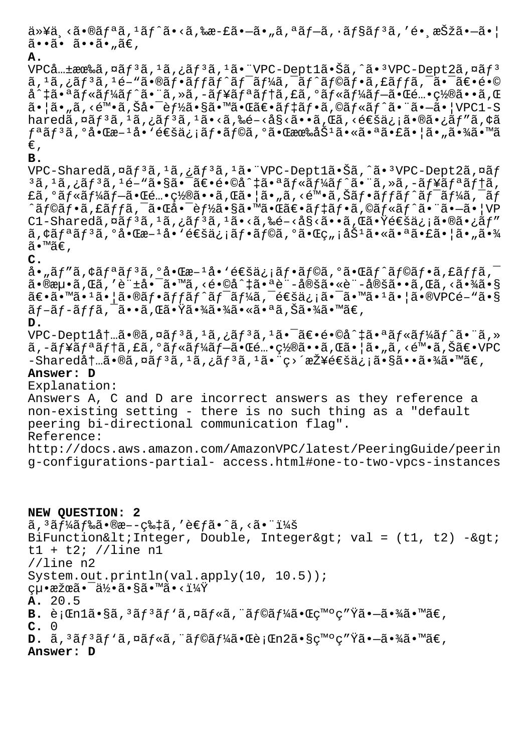ä»¥ä¸‹ã•®ãƒªã'¹ãƒˆã•‹ã'‰æ–£ã•—ã•„ã'ªãƒ—ã'·ãƒ§ãƒ³ã'’é•¸æŠžã•—ã•¦ ã••ã• ã••ã•„ã€'

**A.**

VPCå…±æœ‰ã'¤ãƒ³ã'¹ã'¿ãƒ³ã'¹ã•¨VPC-Dept1ã•Šã'ˆã•³VPC-Dept2ã'¤ãƒ³ã'¹ã'¿ãƒ³ã'¹é–"ã•®ãƒ•ãƒƒãƒˆãƒ¯ãƒ¼ã'¯ãƒˆãƒ©ãƒ•ã'£ãƒƒã'¯ã•¯ã€•é•©å^‡ã•ªãƒ«ãƒ¼ãƒˆã•¨ã'»ã'-ãƒ¥ãƒªãƒ†ã'£ã'°ãƒ«ãƒ¼ãƒ—ã•Œé…•ç½®ã••ã'Œã•¦ã•„ã'‹é™•ã'Šå•¯èƒ½ã•§ã•™ã•Œã€•ãƒ‡ãƒ•ã'©ãƒ«ãƒˆã•¨ã•—ã•¦VPC1-Sharedã'¤ãƒ³ã'¹ã'¿ãƒ³ã'¹ã•‹ã'‰é–‹å§‹ã••ã'Œã'‹é€šä¿¡ã•®ã•¿ãƒ"ã'¢ãƒªãƒ³ã'°å•Œæ–¹å•'é€šä¿¡ãƒ•ãƒ©ã'°ã•Œæœ‰åŠ¹ã•«ã•ªã•£ã•¦ã•„ã•¾ã•™ã€'

**B.**

VPC-Sharedã'¤ãƒ³ã'¹ã'¿ãƒ³ã'¹ã•¨VPC-Dept1ã•Šã'ˆã•³VPC-Dept2ã'¤ãƒ³ã'¹ã'¿ãƒ³ã'¹é–"ã•§ã•¯ã€•é•©å^‡ã•ªãƒ«ãƒ¼ãƒˆã•¨ã'»ã'-ãƒ¥ãƒªãƒ†ã'£ã'°ãƒ«ãƒ¼ãƒ—ã•Œé…•ç½®ã••ã'Œã•¦ã•„ã'‹é™•ã'Šãƒ•ãƒƒãƒˆãƒ¯ãƒ¼ã'¯ãƒˆãƒ©ãƒ•ã'£ãƒƒã'¯ã•Œå•¯èƒ½ã•§ã•™ã•Œã€•ãƒ‡ãƒ•ã'©ãƒ«ãƒˆã•¨ã•—ã•¦VPC1-Sharedã'¤ãƒ³ã'¹ã'¿ãƒ³ã'¹ã•‹ã'‰é–‹å§‹ã••ã'Œã•Ÿé€šä¿¡ã•®ã•¿ãƒ"ã'¢ãƒªãƒ³ã'°å•Œæ–¹å•'é€šä¿¡ãƒ•ãƒ©ã'°ã•Œç"¡åŠ¹ã•«ã•ªã•£ã•¦ã•„ã•¾ã•™ã€'

**C.**

å•„ãƒ"ã'¢ãƒªãƒ³ã'°å•Œæ–¹å•'é€šä¿¡ãƒ•ãƒ©ã'°ã•Œãƒˆãƒ©ãƒ•ã'£ãƒƒã'¯ã•®æµ•ã'Œã'’è¨±å•¯ã•™ã'‹é•©å^‡ã•ªè¨-å®šã•«è¨-å®šã••ã'Œã'‹ã•¾ã•§ã€•ã•™ã•¹ã•¦ã•®ãƒ•ãƒƒãƒˆãƒ¯ãƒ¼ã'¯é€šä¿¡ã•¯ã•™ã•¹ã•¦ã•®VPCé–"ã•§ãƒ–ãƒ-ãƒƒã'¯ã••ã'Œã•Ÿã•¾ã•¾ã•«ã•ªã'Šã•¾ã•™ã€'

**D.**

VPC-Dept1å†…ã•®ã'¤ãƒ³ã'¹ã'¿ãƒ³ã'¹ã•¯ã€•é•©å^‡ã•ªãƒ«ãƒ¼ãƒˆã•¨ã'»ã'-ãƒ¥ãƒªãƒ†ã'£ã'°ãƒ«ãƒ¼ãƒ—ã•Œé…•ç½®ã••ã'Œã•¦ã•„ã'‹é™•ã'Šã€•VPC-Sharedå†…ã•®ã'¤ãƒ³ã'¹ã'¿ãƒ³ã'¹ã•¨ç›´æŽ¥é€šä¿¡ã•§ã••ã•¾ã•™ã€'

**Answer: D**

Explanation:
Answers A, C and D are incorrect answers as they reference a non-existing setting - there is no such thing as a "default peering bi-directional communication flag".
Reference:
http://docs.aws.amazon.com/AmazonVPC/latest/PeeringGuide/peering-configurations-partial- access.html#one-to-two-vpcs-instances

**NEW QUESTION: 2**

ã'³ãƒ¼ãƒ‰ã•®æ–­ç‰‡ã'’è€ƒã•ˆã'‹ã•¨ï¼š

```
BiFunction&lt;Integer, Double, Integer&gt; val = (t1, t2) -&gt; t1 + t2; //line n1
//line n2
System.out.println(val.apply(10, 10.5));
```

çµ•æžœã•¯ä½•ã•§ã•™ã•‹ï¼Ÿ

**A.** 20.5
**B.** è¡Œn1ã•§ã'³ãƒ³ãƒ'ã'¤ãƒ«ã'¨ãƒ©ãƒ¼ã•Œç™ºç"Ÿã•—ã•¾ã•™ã€'
**C.** 0
**D.** ã'³ãƒ³ãƒ'ã'¤ãƒ«ã'¨ãƒ©ãƒ¼ã•Œè¡Œn2ã•§ç™ºç"Ÿã•—ã•¾ã•™ã€'

**Answer: D**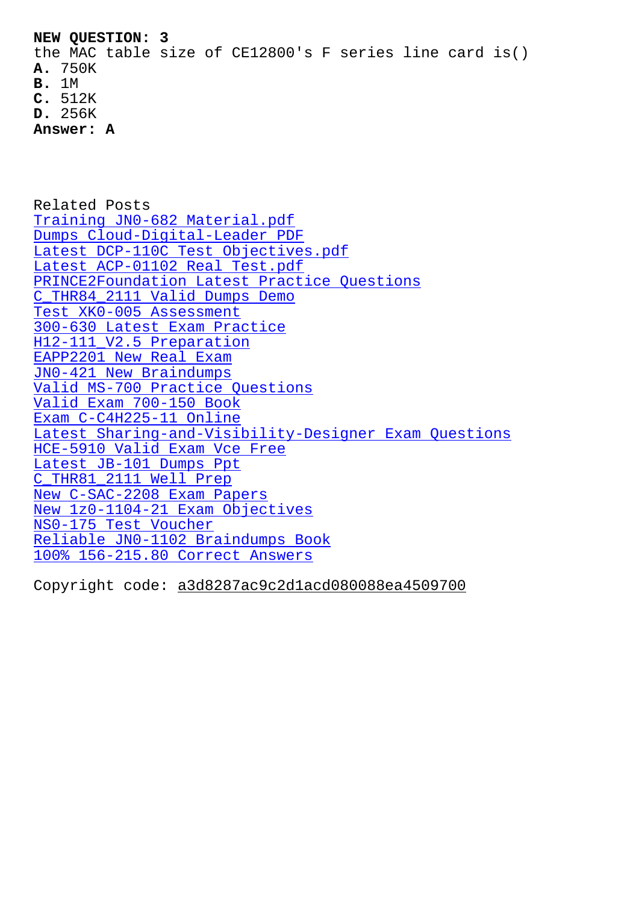**NEW QUESTION: 3**

the MAC table size of CE12800's F series line card is()

**A.** 750K
**B.** 1M
**C.** 512K
**D.** 256K

**Answer: A**

Related Posts

Training JN0-682 Material.pdf
Dumps Cloud-Digital-Leader PDF
Latest DCP-110C Test Objectives.pdf
Latest ACP-01102 Real Test.pdf
PRINCE2Foundation Latest Practice Questions
C_THR84_2111 Valid Dumps Demo
Test XK0-005 Assessment
300-630 Latest Exam Practice
H12-111_V2.5 Preparation
EAPP2201 New Real Exam
JN0-421 New Braindumps
Valid MS-700 Practice Questions
Valid Exam 700-150 Book
Exam C-C4H225-11 Online
Latest Sharing-and-Visibility-Designer Exam Questions
HCE-5910 Valid Exam Vce Free
Latest JB-101 Dumps Ppt
C_THR81_2111 Well Prep
New C-SAC-2208 Exam Papers
New 1z0-1104-21 Exam Objectives
NS0-175 Test Voucher
Reliable JN0-1102 Braindumps Book
100% 156-215.80 Correct Answers

Copyright code: a3d8287ac9c2d1acd080088ea4509700